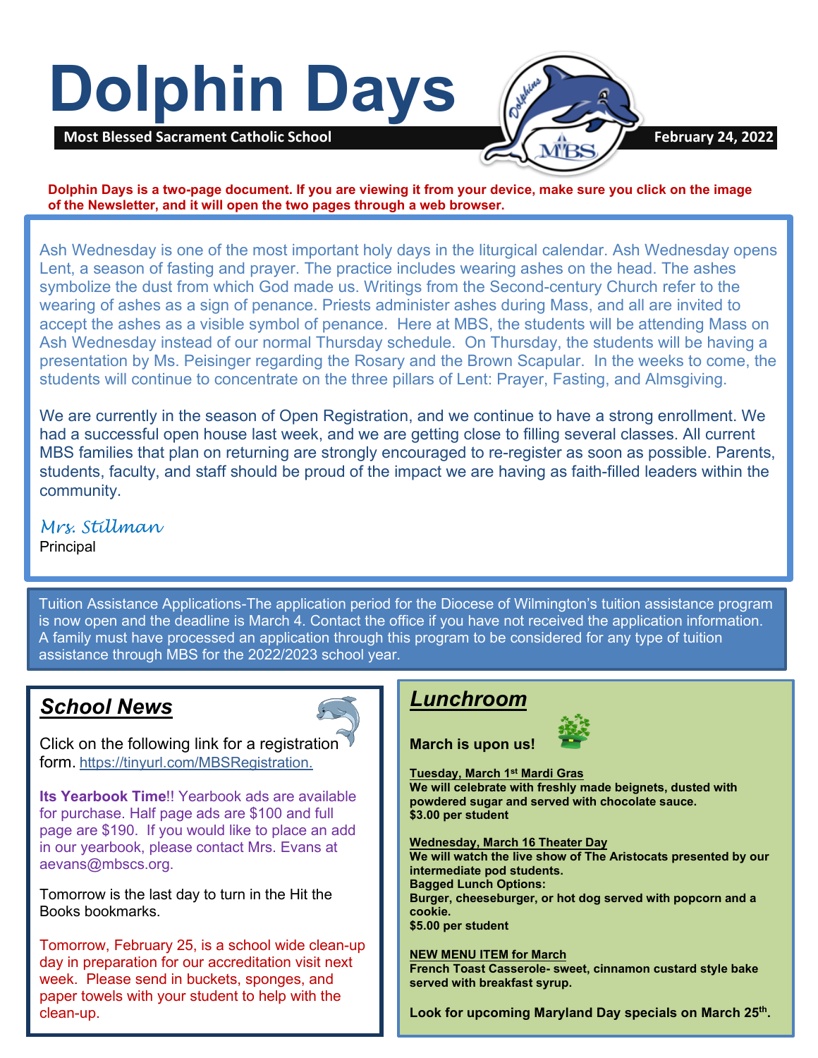# Dolphin Days

**Most Blessed Sacrament Catholic School** — **February 24, 2022**

**Dolphin Days is a two-page document. If you are viewing it from your device, make sure you click on the image of the Newsletter, and it will open the two pages through a web browser.**

Ash Wednesday is one of the most important holy days in the liturgical calendar. Ash Wednesday opens Lent, a season of fasting and prayer. The practice includes wearing ashes on the head. The ashes symbolize the dust from which God made us. Writings from the Second-century Church refer to the wearing of ashes as a sign of penance. Priests administer ashes during Mass, and all are invited to accept the ashes as a visible symbol of penance. Here at MBS, the students will be attending Mass on Ash Wednesday instead of our normal Thursday schedule. On Thursday, the students will be having a presentation by Ms. Peisinger regarding the Rosary and the Brown Scapular. In the weeks to come, the students will continue to concentrate on the three pillars of Lent: Prayer, Fasting, and Almsgiving.

We are currently in the season of Open Registration, and we continue to have a strong enrollment. We had a successful open house last week, and we are getting close to filling several classes. All current MBS families that plan on returning are strongly encouraged to re-register as soon as possible. Parents, students, faculty, and staff should be proud of the impact we are having as faith-filled leaders within the community.

*Mrs. Stillman*
Principal

Tuition Assistance Applications-The application period for the Diocese of Wilmington's tuition assistance program is now open and the deadline is March 4. Contact the office if you have not received the application information. A family must have processed an application through this program to be considered for any type of tuition assistance through MBS for the 2022/2023 school year.

## School News

Click on the following link for a registration form. https://tinyurl.com/MBSRegistration.

**Its Yearbook Time**!! Yearbook ads are available for purchase. Half page ads are $100 and full page are $190. If you would like to place an add in our yearbook, please contact Mrs. Evans at aevans@mbscs.org.

Tomorrow is the last day to turn in the Hit the Books bookmarks.

Tomorrow, February 25, is a school wide clean-up day in preparation for our accreditation visit next week. Please send in buckets, sponges, and paper towels with your student to help with the clean-up.

## Lunchroom

**March is upon us!**

**Tuesday, March 1st Mardi Gras**
**We will celebrate with freshly made beignets, dusted with powdered sugar and served with chocolate sauce.**
**$3.00 per student**

**Wednesday, March 16 Theater Day**
**We will watch the live show of The Aristocats presented by our intermediate pod students.**
**Bagged Lunch Options:**
**Burger, cheeseburger, or hot dog served with popcorn and a cookie.**
**$5.00 per student**

**NEW MENU ITEM for March**
**French Toast Casserole- sweet, cinnamon custard style bake served with breakfast syrup.**

**Look for upcoming Maryland Day specials on March 25th.**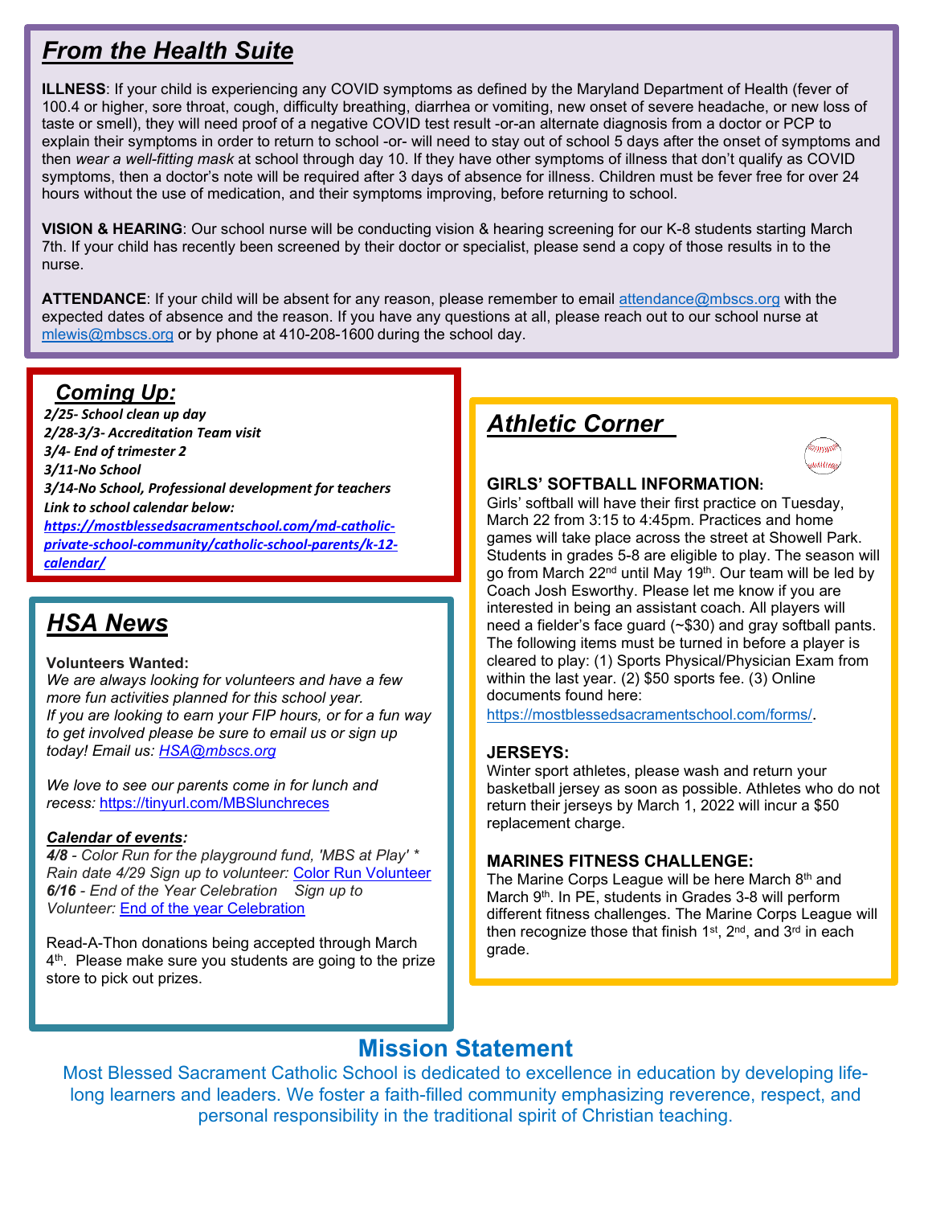## *From the Health Suite*

**ILLNESS**: If your child is experiencing any COVID symptoms as defined by the Maryland Department of Health (fever of 100.4 or higher, sore throat, cough, difficulty breathing, diarrhea or vomiting, new onset of severe headache, or new loss of taste or smell), they will need proof of a negative COVID test result -or-an alternate diagnosis from a doctor or PCP to explain their symptoms in order to return to school -or- will need to stay out of school 5 days after the onset of symptoms and then *wear a well-fitting mask* at school through day 10. If they have other symptoms of illness that don't qualify as COVID symptoms, then a doctor's note will be required after 3 days of absence for illness. Children must be fever free for over 24 hours without the use of medication, and their symptoms improving, before returning to school.

**VISION & HEARING**: Our school nurse will be conducting vision & hearing screening for our K-8 students starting March 7th. If your child has recently been screened by their doctor or specialist, please send a copy of those results in to the nurse.

**ATTENDANCE**: If your child will be absent for any reason, please remember to email attendance@mbscs.org with the expected dates of absence and the reason. If you have any questions at all, please reach out to our school nurse at mlewis@mbscs.org or by phone at 410-208-1600 during the school day.

## *Coming Up:*

***2/25- School clean up day***
***2/28-3/3- Accreditation Team visit***
***3/4- End of trimester 2***
***3/11-No School***
***3/14-No School, Professional development for teachers***
***Link to school calendar below:***
***https://mostblessedsacramentschool.com/md-catholic-private-school-community/catholic-school-parents/k-12-calendar/***

## *HSA News*

**Volunteers Wanted:**
*We are always looking for volunteers and have a few more fun activities planned for this school year.*
*If you are looking to earn your FIP hours, or for a fun way to get involved please be sure to email us or sign up today! Email us: HSA@mbscs.org*

*We love to see our parents come in for lunch and recess:* https://tinyurl.com/MBSlunchreces

***Calendar of events:***
***4/8*** *- Color Run for the playground fund, 'MBS at Play' * Rain date 4/29 Sign up to volunteer:* Color Run Volunteer
***6/16*** *- End of the Year Celebration Sign up to Volunteer:* End of the year Celebration

Read-A-Thon donations being accepted through March 4th. Please make sure you students are going to the prize store to pick out prizes.

## *Athletic Corner*

**GIRLS' SOFTBALL INFORMATION:**
Girls' softball will have their first practice on Tuesday, March 22 from 3:15 to 4:45pm. Practices and home games will take place across the street at Showell Park. Students in grades 5-8 are eligible to play. The season will go from March 22nd until May 19th. Our team will be led by Coach Josh Esworthy. Please let me know if you are interested in being an assistant coach. All players will need a fielder's face guard (~$30) and gray softball pants. The following items must be turned in before a player is cleared to play: (1) Sports Physical/Physician Exam from within the last year. (2) $50 sports fee. (3) Online documents found here: https://mostblessedsacramentschool.com/forms/.

**JERSEYS:**
Winter sport athletes, please wash and return your basketball jersey as soon as possible. Athletes who do not return their jerseys by March 1, 2022 will incur a $50 replacement charge.

**MARINES FITNESS CHALLENGE:**
The Marine Corps League will be here March 8th and March 9th. In PE, students in Grades 3-8 will perform different fitness challenges. The Marine Corps League will then recognize those that finish 1st, 2nd, and 3rd in each grade.

## Mission Statement

Most Blessed Sacrament Catholic School is dedicated to excellence in education by developing life-long learners and leaders. We foster a faith-filled community emphasizing reverence, respect, and personal responsibility in the traditional spirit of Christian teaching.